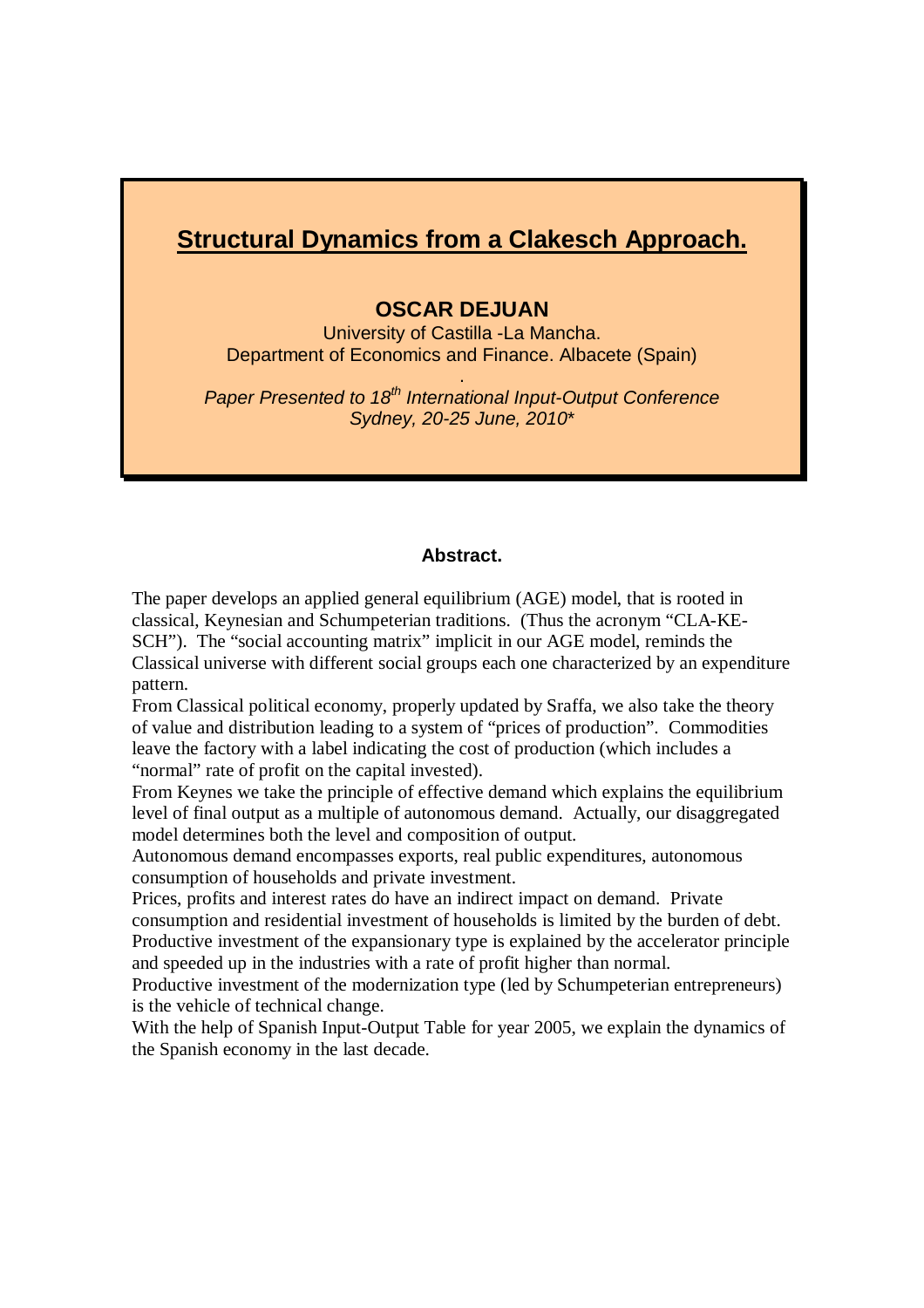# Structural Dynamics from a Clakesch Approach.

**OSCAR DEJUAN**

University of Castilla -La Mancha.
Department of Economics and Finance. Albacete (Spain)

*Paper Presented to 18[th] International Input-Output Conference Sydney, 20-25 June, 2010\**

### Abstract.

The paper develops an applied general equilibrium (AGE) model, that is rooted in classical, Keynesian and Schumpeterian traditions. (Thus the acronym "CLA-KE-SCH"). The "social accounting matrix" implicit in our AGE model, reminds the Classical universe with different social groups each one characterized by an expenditure pattern.

From Classical political economy, properly updated by Sraffa, we also take the theory of value and distribution leading to a system of "prices of production". Commodities leave the factory with a label indicating the cost of production (which includes a "normal" rate of profit on the capital invested).

From Keynes we take the principle of effective demand which explains the equilibrium level of final output as a multiple of autonomous demand. Actually, our disaggregated model determines both the level and composition of output.

Autonomous demand encompasses exports, real public expenditures, autonomous consumption of households and private investment.

Prices, profits and interest rates do have an indirect impact on demand. Private consumption and residential investment of households is limited by the burden of debt.

Productive investment of the expansionary type is explained by the accelerator principle and speeded up in the industries with a rate of profit higher than normal.

Productive investment of the modernization type (led by Schumpeterian entrepreneurs) is the vehicle of technical change.

With the help of Spanish Input-Output Table for year 2005, we explain the dynamics of the Spanish economy in the last decade.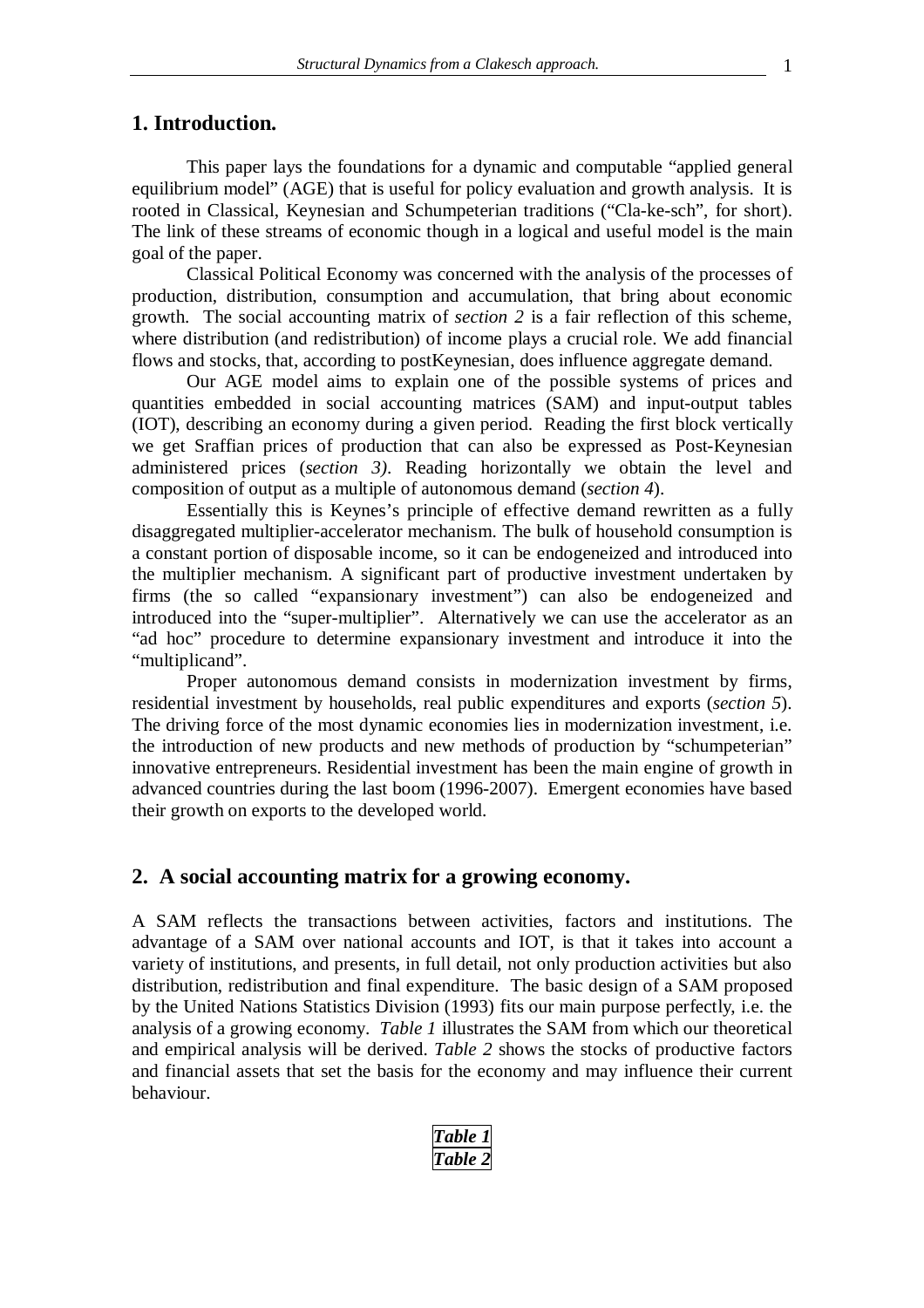## 1. Introduction.

This paper lays the foundations for a dynamic and computable "applied general equilibrium model" (AGE) that is useful for policy evaluation and growth analysis. It is rooted in Classical, Keynesian and Schumpeterian traditions ("Cla-ke-sch", for short). The link of these streams of economic though in a logical and useful model is the main goal of the paper.

Classical Political Economy was concerned with the analysis of the processes of production, distribution, consumption and accumulation, that bring about economic growth. The social accounting matrix of *section 2* is a fair reflection of this scheme, where distribution (and redistribution) of income plays a crucial role. We add financial flows and stocks, that, according to postKeynesian, does influence aggregate demand.

Our AGE model aims to explain one of the possible systems of prices and quantities embedded in social accounting matrices (SAM) and input-output tables (IOT), describing an economy during a given period. Reading the first block vertically we get Sraffian prices of production that can also be expressed as Post-Keynesian administered prices (*section 3)*. Reading horizontally we obtain the level and composition of output as a multiple of autonomous demand (*section 4*).

Essentially this is Keynes's principle of effective demand rewritten as a fully disaggregated multiplier-accelerator mechanism. The bulk of household consumption is a constant portion of disposable income, so it can be endogeneized and introduced into the multiplier mechanism. A significant part of productive investment undertaken by firms (the so called "expansionary investment") can also be endogeneized and introduced into the "super-multiplier". Alternatively we can use the accelerator as an "ad hoc" procedure to determine expansionary investment and introduce it into the "multiplicand".

Proper autonomous demand consists in modernization investment by firms, residential investment by households, real public expenditures and exports (*section 5*). The driving force of the most dynamic economies lies in modernization investment, i.e. the introduction of new products and new methods of production by "schumpeterian" innovative entrepreneurs. Residential investment has been the main engine of growth in advanced countries during the last boom (1996-2007). Emergent economies have based their growth on exports to the developed world.

## 2. A social accounting matrix for a growing economy.

A SAM reflects the transactions between activities, factors and institutions. The advantage of a SAM over national accounts and IOT, is that it takes into account a variety of institutions, and presents, in full detail, not only production activities but also distribution, redistribution and final expenditure. The basic design of a SAM proposed by the United Nations Statistics Division (1993) fits our main purpose perfectly, i.e. the analysis of a growing economy. *Table 1* illustrates the SAM from which our theoretical and empirical analysis will be derived. *Table 2* shows the stocks of productive factors and financial assets that set the basis for the economy and may influence their current behaviour.

***Table 1***

***Table 2***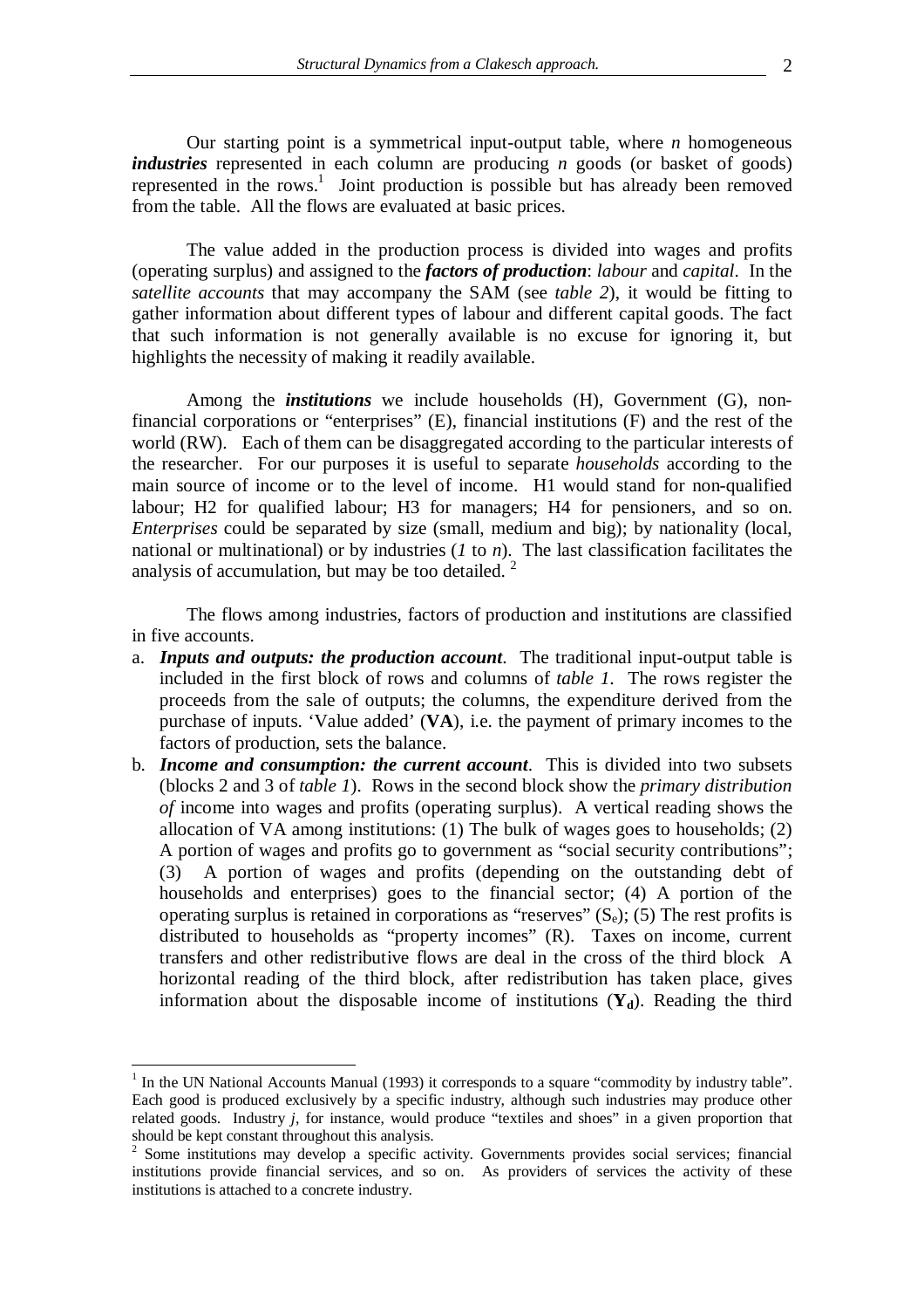Our starting point is a symmetrical input-output table, where *n* homogeneous ***industries*** represented in each column are producing *n* goods (or basket of goods) represented in the rows.[1] Joint production is possible but has already been removed from the table. All the flows are evaluated at basic prices.

The value added in the production process is divided into wages and profits (operating surplus) and assigned to the ***factors of production***: *labour* and *capital*. In the *satellite accounts* that may accompany the SAM (see *table 2*), it would be fitting to gather information about different types of labour and different capital goods. The fact that such information is not generally available is no excuse for ignoring it, but highlights the necessity of making it readily available.

Among the ***institutions*** we include households (H), Government (G), non-financial corporations or "enterprises" (E), financial institutions (F) and the rest of the world (RW). Each of them can be disaggregated according to the particular interests of the researcher. For our purposes it is useful to separate *households* according to the main source of income or to the level of income. H1 would stand for non-qualified labour; H2 for qualified labour; H3 for managers; H4 for pensioners, and so on. *Enterprises* could be separated by size (small, medium and big); by nationality (local, national or multinational) or by industries (*1* to *n*). The last classification facilitates the analysis of accumulation, but may be too detailed. [2]

The flows among industries, factors of production and institutions are classified in five accounts.

a. ***Inputs and outputs: the production account***. The traditional input-output table is included in the first block of rows and columns of *table 1*. The rows register the proceeds from the sale of outputs; the columns, the expenditure derived from the purchase of inputs. 'Value added' (**VA**), i.e. the payment of primary incomes to the factors of production, sets the balance.
b. ***Income and consumption: the current account***. This is divided into two subsets (blocks 2 and 3 of *table 1*). Rows in the second block show the *primary distribution of* income into wages and profits (operating surplus). A vertical reading shows the allocation of VA among institutions: (1) The bulk of wages goes to households; (2) A portion of wages and profits go to government as "social security contributions"; (3) A portion of wages and profits (depending on the outstanding debt of households and enterprises) goes to the financial sector; (4) A portion of the operating surplus is retained in corporations as "reserves" ($S_e$); (5) The rest profits is distributed to households as "property incomes" (R). Taxes on income, current transfers and other redistributive flows are deal in the cross of the third block A horizontal reading of the third block, after redistribution has taken place, gives information about the disposable income of institutions ($\mathbf{Y_d}$). Reading the third

[1] In the UN National Accounts Manual (1993) it corresponds to a square "commodity by industry table". Each good is produced exclusively by a specific industry, although such industries may produce other related goods. Industry *j*, for instance, would produce "textiles and shoes" in a given proportion that should be kept constant throughout this analysis.

[2] Some institutions may develop a specific activity. Governments provides social services; financial institutions provide financial services, and so on. As providers of services the activity of these institutions is attached to a concrete industry.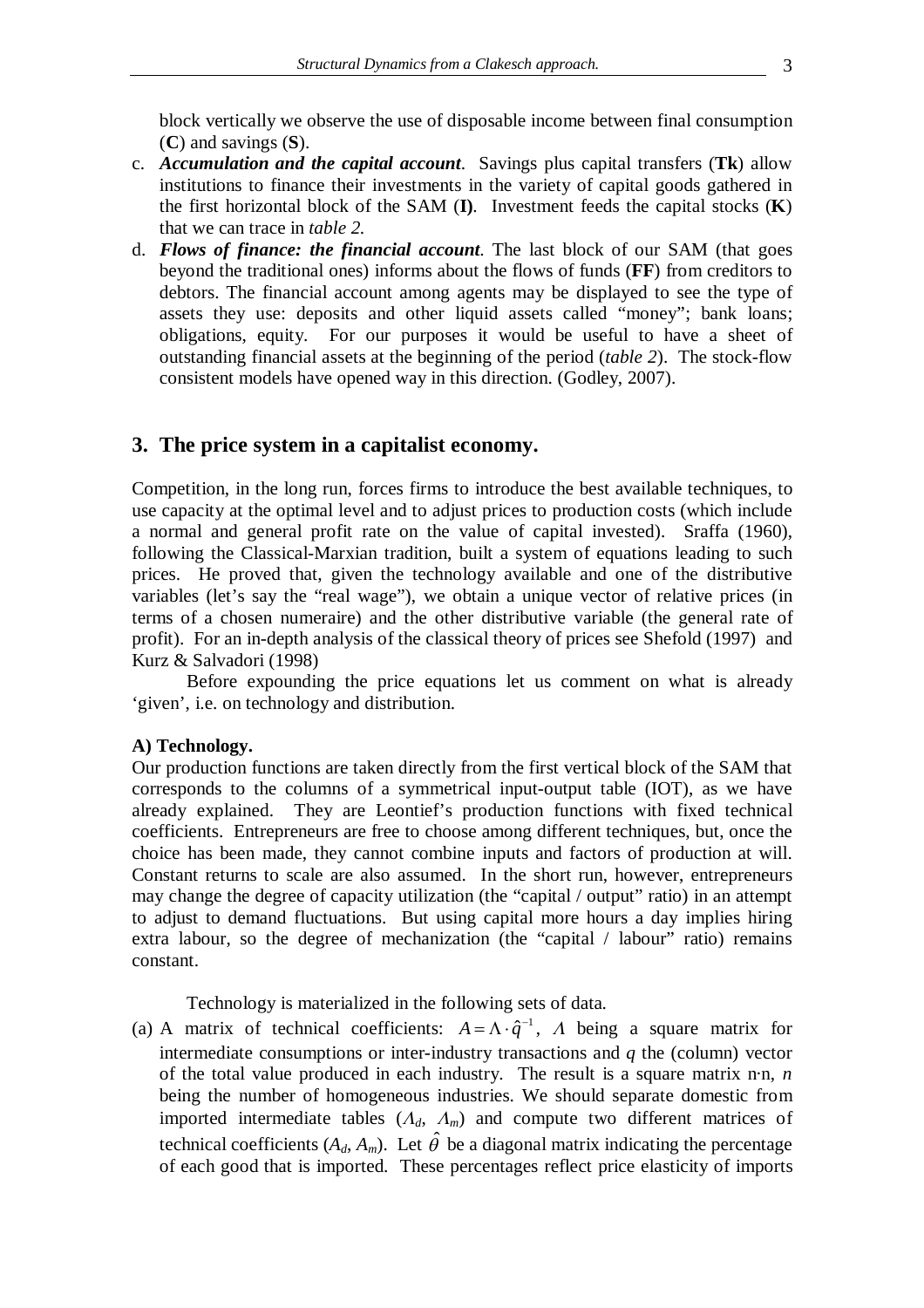block vertically we observe the use of disposable income between final consumption (**C**) and savings (**S**).

c. ***Accumulation and the capital account***. Savings plus capital transfers (**Tk**) allow institutions to finance their investments in the variety of capital goods gathered in the first horizontal block of the SAM (**I**). Investment feeds the capital stocks (**K**) that we can trace in *table 2.*

d. ***Flows of finance: the financial account***. The last block of our SAM (that goes beyond the traditional ones) informs about the flows of funds (**FF**) from creditors to debtors. The financial account among agents may be displayed to see the type of assets they use: deposits and other liquid assets called "money"; bank loans; obligations, equity. For our purposes it would be useful to have a sheet of outstanding financial assets at the beginning of the period (*table 2*). The stock-flow consistent models have opened way in this direction. (Godley, 2007).

## 3. The price system in a capitalist economy.

Competition, in the long run, forces firms to introduce the best available techniques, to use capacity at the optimal level and to adjust prices to production costs (which include a normal and general profit rate on the value of capital invested). Sraffa (1960), following the Classical-Marxian tradition, built a system of equations leading to such prices. He proved that, given the technology available and one of the distributive variables (let's say the "real wage"), we obtain a unique vector of relative prices (in terms of a chosen numeraire) and the other distributive variable (the general rate of profit). For an in-depth analysis of the classical theory of prices see Shefold (1997) and Kurz & Salvadori (1998)

Before expounding the price equations let us comment on what is already 'given', i.e. on technology and distribution.

**A) Technology.**

Our production functions are taken directly from the first vertical block of the SAM that corresponds to the columns of a symmetrical input-output table (IOT), as we have already explained. They are Leontief's production functions with fixed technical coefficients. Entrepreneurs are free to choose among different techniques, but, once the choice has been made, they cannot combine inputs and factors of production at will. Constant returns to scale are also assumed. In the short run, however, entrepreneurs may change the degree of capacity utilization (the "capital / output" ratio) in an attempt to adjust to demand fluctuations. But using capital more hours a day implies hiring extra labour, so the degree of mechanization (the "capital / labour" ratio) remains constant.

Technology is materialized in the following sets of data.

(a) A matrix of technical coefficients: $A = \Lambda \cdot \hat{q}^{-1}$, $\Lambda$ being a square matrix for intermediate consumptions or inter-industry transactions and $q$ the (column) vector of the total value produced in each industry. The result is a square matrix n·n, $n$ being the number of homogeneous industries. We should separate domestic from imported intermediate tables ($\Lambda_d$, $\Lambda_m$) and compute two different matrices of technical coefficients ($A_d$, $A_m$). Let $\hat{\theta}$ be a diagonal matrix indicating the percentage of each good that is imported. These percentages reflect price elasticity of imports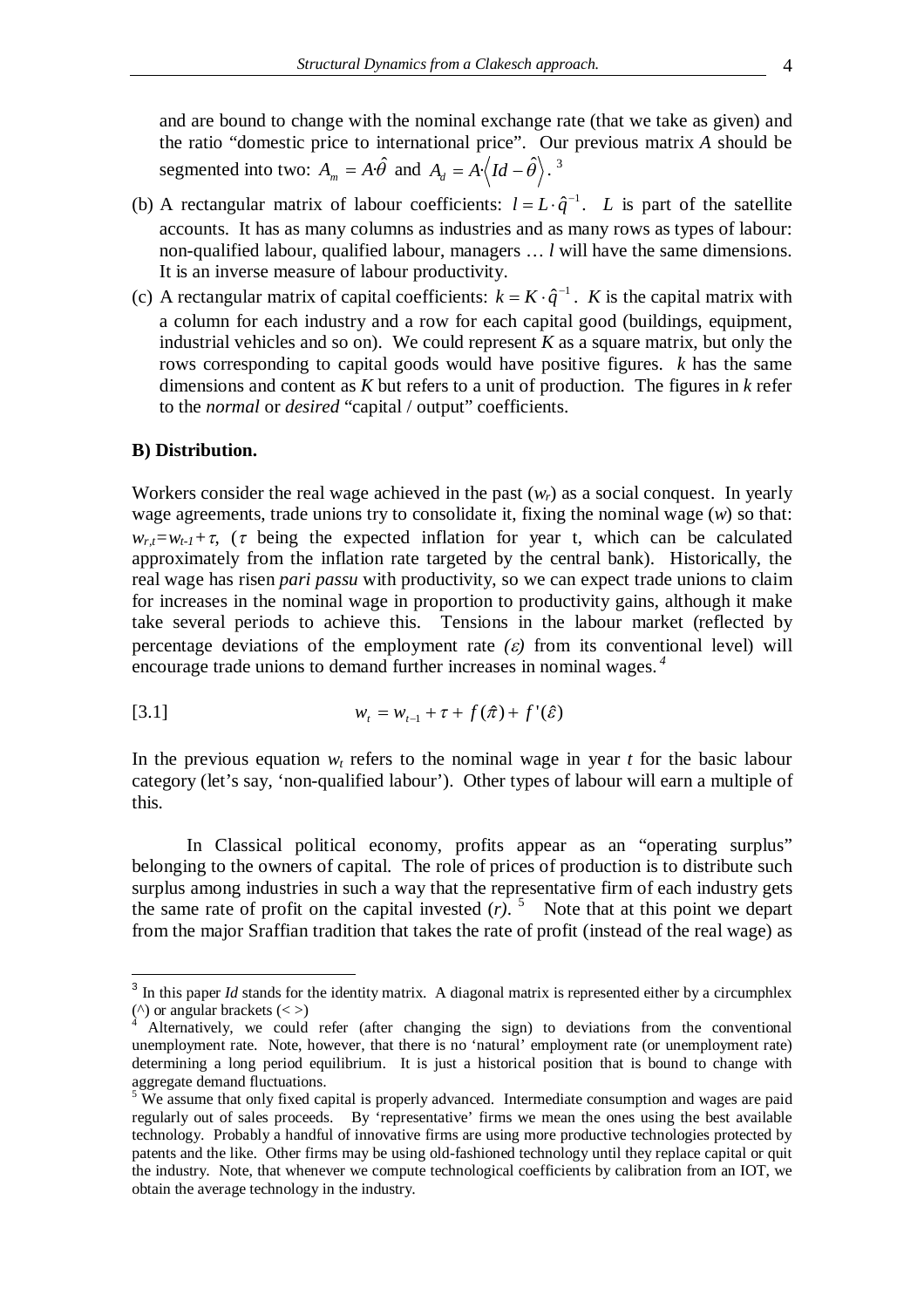and are bound to change with the nominal exchange rate (that we take as given) and the ratio "domestic price to international price". Our previous matrix *A* should be segmented into two: $A_m = A \cdot \hat{\theta}$ and $A_d = A \cdot \langle Id - \hat{\theta} \rangle$. [3]

(b) A rectangular matrix of labour coefficients: $l = L \cdot \hat{q}^{-1}$. *L* is part of the satellite accounts. It has as many columns as industries and as many rows as types of labour: non-qualified labour, qualified labour, managers … *l* will have the same dimensions. It is an inverse measure of labour productivity.

(c) A rectangular matrix of capital coefficients: $k = K \cdot \hat{q}^{-1}$. *K* is the capital matrix with a column for each industry and a row for each capital good (buildings, equipment, industrial vehicles and so on). We could represent *K* as a square matrix, but only the rows corresponding to capital goods would have positive figures. *k* has the same dimensions and content as *K* but refers to a unit of production. The figures in *k* refer to the *normal* or *desired* "capital / output" coefficients.

**B) Distribution.**

Workers consider the real wage achieved in the past ($w_r$) as a social conquest. In yearly wage agreements, trade unions try to consolidate it, fixing the nominal wage ($w$) so that: $w_{r,t} = w_{t-1} + \tau$, ($\tau$ being the expected inflation for year t, which can be calculated approximately from the inflation rate targeted by the central bank). Historically, the real wage has risen *pari passu* with productivity, so we can expect trade unions to claim for increases in the nominal wage in proportion to productivity gains, although it make take several periods to achieve this. Tensions in the labour market (reflected by percentage deviations of the employment rate ($\varepsilon$) from its conventional level) will encourage trade unions to demand further increases in nominal wages. [4]

$$w_t = w_{t-1} + \tau + f(\hat{\pi}) + f'(\hat{\varepsilon}) \tag{3.1}$$

In the previous equation $w_t$ refers to the nominal wage in year *t* for the basic labour category (let's say, 'non-qualified labour'). Other types of labour will earn a multiple of this.

In Classical political economy, profits appear as an "operating surplus" belonging to the owners of capital. The role of prices of production is to distribute such surplus among industries in such a way that the representative firm of each industry gets the same rate of profit on the capital invested ($r$). [5] Note that at this point we depart from the major Sraffian tradition that takes the rate of profit (instead of the real wage) as

---

[3] In this paper *Id* stands for the identity matrix. A diagonal matrix is represented either by a circumphlex (^) or angular brackets (< >)

[4] Alternatively, we could refer (after changing the sign) to deviations from the conventional unemployment rate. Note, however, that there is no 'natural' employment rate (or unemployment rate) determining a long period equilibrium. It is just a historical position that is bound to change with aggregate demand fluctuations.

[5] We assume that only fixed capital is properly advanced. Intermediate consumption and wages are paid regularly out of sales proceeds. By 'representative' firms we mean the ones using the best available technology. Probably a handful of innovative firms are using more productive technologies protected by patents and the like. Other firms may be using old-fashioned technology until they replace capital or quit the industry. Note, that whenever we compute technological coefficients by calibration from an IOT, we obtain the average technology in the industry.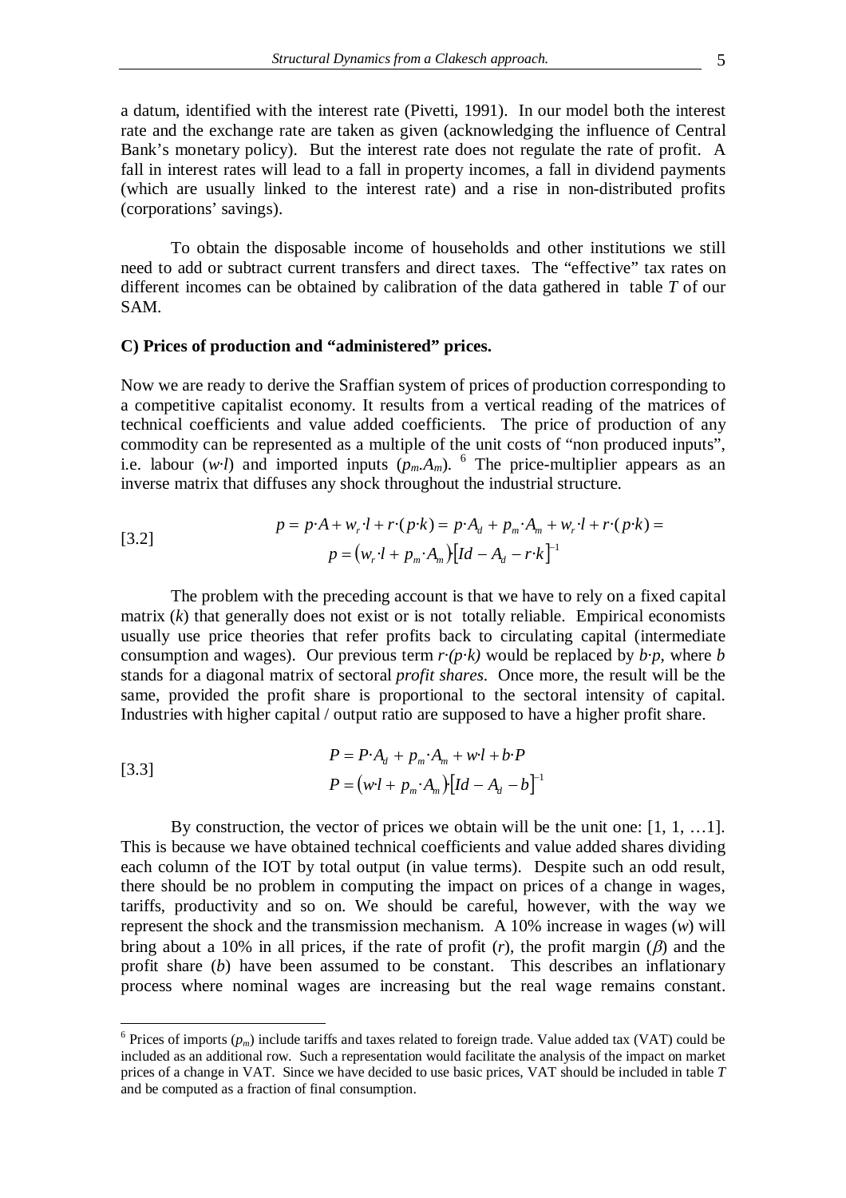a datum, identified with the interest rate (Pivetti, 1991). In our model both the interest rate and the exchange rate are taken as given (acknowledging the influence of Central Bank's monetary policy). But the interest rate does not regulate the rate of profit. A fall in interest rates will lead to a fall in property incomes, a fall in dividend payments (which are usually linked to the interest rate) and a rise in non-distributed profits (corporations' savings).

To obtain the disposable income of households and other institutions we still need to add or subtract current transfers and direct taxes. The "effective" tax rates on different incomes can be obtained by calibration of the data gathered in table *T* of our SAM.

**C) Prices of production and "administered" prices.**

Now we are ready to derive the Sraffian system of prices of production corresponding to a competitive capitalist economy. It results from a vertical reading of the matrices of technical coefficients and value added coefficients. The price of production of any commodity can be represented as a multiple of the unit costs of "non produced inputs", i.e. labour ($w\cdot l$) and imported inputs ($p_m.A_m$). [6] The price-multiplier appears as an inverse matrix that diffuses any shock throughout the industrial structure.

[3.2]
$$p = p\cdot A + w_r\cdot l + r\cdot(p\cdot k) = p\cdot A_d + p_m\cdot A_m + w_r\cdot l + r\cdot(p\cdot k) =$$
$$p = (w_r\cdot l + p_m\cdot A_m)\cdot[Id - A_d - r\cdot k]^{-1}$$

The problem with the preceding account is that we have to rely on a fixed capital matrix ($k$) that generally does not exist or is not totally reliable. Empirical economists usually use price theories that refer profits back to circulating capital (intermediate consumption and wages). Our previous term $r\cdot(p\cdot k)$ would be replaced by $b\cdot p$, where $b$ stands for a diagonal matrix of sectoral *profit shares*. Once more, the result will be the same, provided the profit share is proportional to the sectoral intensity of capital. Industries with higher capital / output ratio are supposed to have a higher profit share.

[3.3]
$$P = P\cdot A_d + p_m\cdot A_m + w\cdot l + b\cdot P$$
$$P = (w\cdot l + p_m\cdot A_m)\cdot[Id - A_d - b]^{-1}$$

By construction, the vector of prices we obtain will be the unit one: [1, 1, …1]. This is because we have obtained technical coefficients and value added shares dividing each column of the IOT by total output (in value terms). Despite such an odd result, there should be no problem in computing the impact on prices of a change in wages, tariffs, productivity and so on. We should be careful, however, with the way we represent the shock and the transmission mechanism. A 10% increase in wages ($w$) will bring about a 10% in all prices, if the rate of profit ($r$), the profit margin ($\beta$) and the profit share ($b$) have been assumed to be constant. This describes an inflationary process where nominal wages are increasing but the real wage remains constant.

[6] Prices of imports ($p_m$) include tariffs and taxes related to foreign trade. Value added tax (VAT) could be included as an additional row. Such a representation would facilitate the analysis of the impact on market prices of a change in VAT. Since we have decided to use basic prices, VAT should be included in table *T* and be computed as a fraction of final consumption.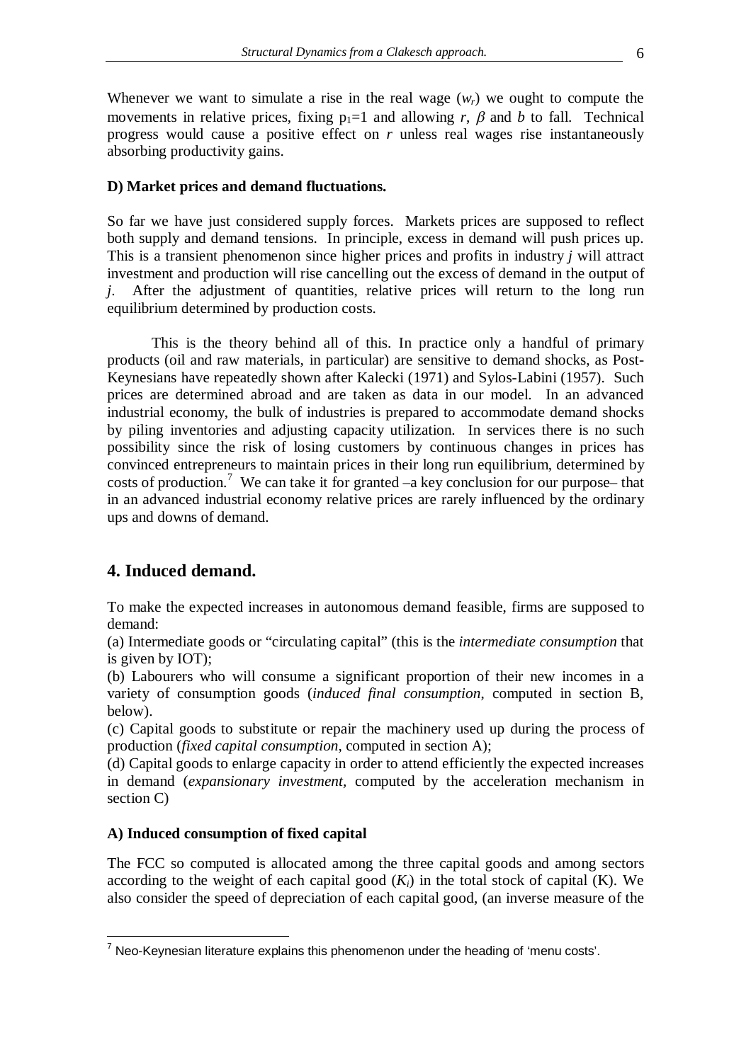Whenever we want to simulate a rise in the real wage ($w_r$) we ought to compute the movements in relative prices, fixing $p_1$=1 and allowing $r$, $\beta$ and $b$ to fall. Technical progress would cause a positive effect on $r$ unless real wages rise instantaneously absorbing productivity gains.

### D) Market prices and demand fluctuations.

So far we have just considered supply forces. Markets prices are supposed to reflect both supply and demand tensions. In principle, excess in demand will push prices up. This is a transient phenomenon since higher prices and profits in industry $j$ will attract investment and production will rise cancelling out the excess of demand in the output of $j$. After the adjustment of quantities, relative prices will return to the long run equilibrium determined by production costs.

This is the theory behind all of this. In practice only a handful of primary products (oil and raw materials, in particular) are sensitive to demand shocks, as Post-Keynesians have repeatedly shown after Kalecki (1971) and Sylos-Labini (1957). Such prices are determined abroad and are taken as data in our model. In an advanced industrial economy, the bulk of industries is prepared to accommodate demand shocks by piling inventories and adjusting capacity utilization. In services there is no such possibility since the risk of losing customers by continuous changes in prices has convinced entrepreneurs to maintain prices in their long run equilibrium, determined by costs of production.[7] We can take it for granted –a key conclusion for our purpose– that in an advanced industrial economy relative prices are rarely influenced by the ordinary ups and downs of demand.

## 4. Induced demand.

To make the expected increases in autonomous demand feasible, firms are supposed to demand:

(a) Intermediate goods or “circulating capital” (this is the *intermediate consumption* that is given by IOT);

(b) Labourers who will consume a significant proportion of their new incomes in a variety of consumption goods (*induced final consumption*, computed in section B, below).

(c) Capital goods to substitute or repair the machinery used up during the process of production (*fixed capital consumption*, computed in section A);

(d) Capital goods to enlarge capacity in order to attend efficiently the expected increases in demand (*expansionary investment*, computed by the acceleration mechanism in section C)

### A) Induced consumption of fixed capital

The FCC so computed is allocated among the three capital goods and among sectors according to the weight of each capital good ($K_i$) in the total stock of capital (K). We also consider the speed of depreciation of each capital good, (an inverse measure of the

---

[7] Neo-Keynesian literature explains this phenomenon under the heading of ‘menu costs’.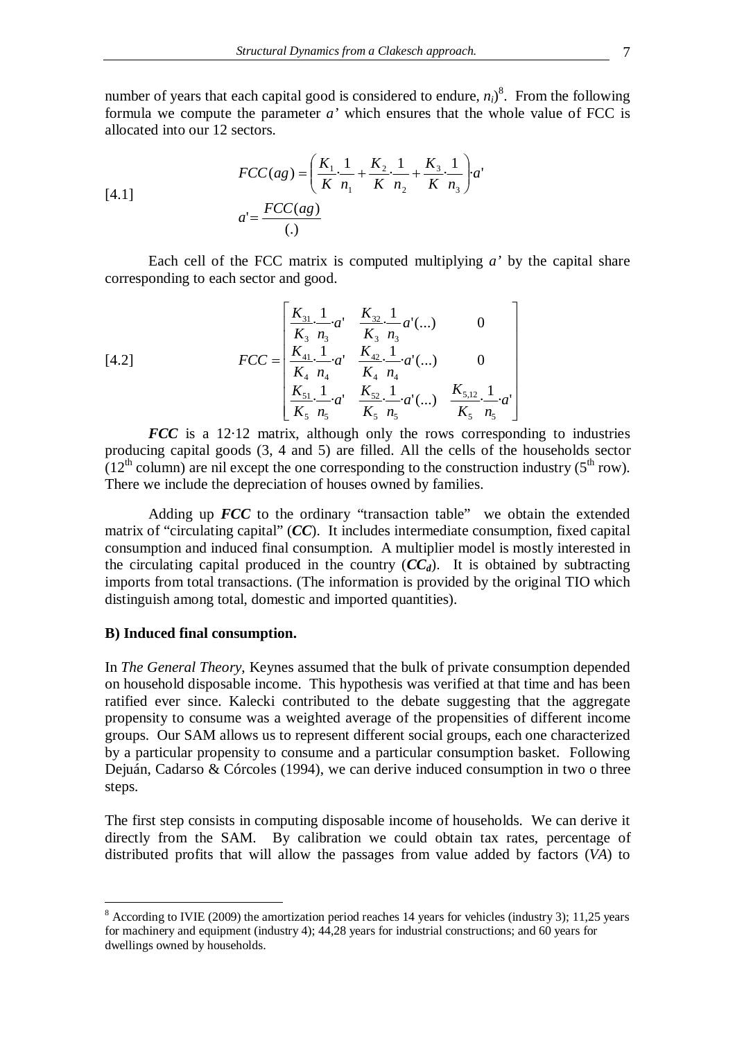number of years that each capital good is considered to endure, $n_i$)[8]. From the following formula we compute the parameter *a'* which ensures that the whole value of FCC is allocated into our 12 sectors.

[4.1]

$$FCC(ag) = \left( \frac{K_1}{K} \cdot \frac{1}{n_1} + \frac{K_2}{K} \cdot \frac{1}{n_2} + \frac{K_3}{K} \cdot \frac{1}{n_3} \right) \cdot a'$$

$$a' = \frac{FCC(ag)}{(.)}$$

Each cell of the FCC matrix is computed multiplying *a'* by the capital share corresponding to each sector and good.

[4.2]

$$FCC = \begin{bmatrix} \frac{K_{31}}{K_3} \cdot \frac{1}{n_3} \cdot a' & \frac{K_{32}}{K_3} \cdot \frac{1}{n_3} a'(...) & 0 \\ \frac{K_{41}}{K_4} \cdot \frac{1}{n_4} \cdot a' & \frac{K_{42}}{K_4} \cdot \frac{1}{n_4} \cdot a'(...) & 0 \\ \frac{K_{51}}{K_5} \cdot \frac{1}{n_5} \cdot a' & \frac{K_{52}}{K_5} \cdot \frac{1}{n_5} \cdot a'(...) & \frac{K_{5,12}}{K_5} \cdot \frac{1}{n_5} \cdot a' \end{bmatrix}$$

***FCC*** is a 12·12 matrix, although only the rows corresponding to industries producing capital goods (3, 4 and 5) are filled. All the cells of the households sector (12th column) are nil except the one corresponding to the construction industry (5th row). There we include the depreciation of houses owned by families.

Adding up ***FCC*** to the ordinary "transaction table" we obtain the extended matrix of "circulating capital" (***CC***). It includes intermediate consumption, fixed capital consumption and induced final consumption. A multiplier model is mostly interested in the circulating capital produced in the country ($\boldsymbol{CC_d}$). It is obtained by subtracting imports from total transactions. (The information is provided by the original TIO which distinguish among total, domestic and imported quantities).

**B) Induced final consumption.**

In *The General Theory*, Keynes assumed that the bulk of private consumption depended on household disposable income. This hypothesis was verified at that time and has been ratified ever since. Kalecki contributed to the debate suggesting that the aggregate propensity to consume was a weighted average of the propensities of different income groups. Our SAM allows us to represent different social groups, each one characterized by a particular propensity to consume and a particular consumption basket. Following Dejuán, Cadarso & Córcoles (1994), we can derive induced consumption in two o three steps.

The first step consists in computing disposable income of households. We can derive it directly from the SAM. By calibration we could obtain tax rates, percentage of distributed profits that will allow the passages from value added by factors (*VA*) to

[8] According to IVIE (2009) the amortization period reaches 14 years for vehicles (industry 3); 11,25 years for machinery and equipment (industry 4); 44,28 years for industrial constructions; and 60 years for dwellings owned by households.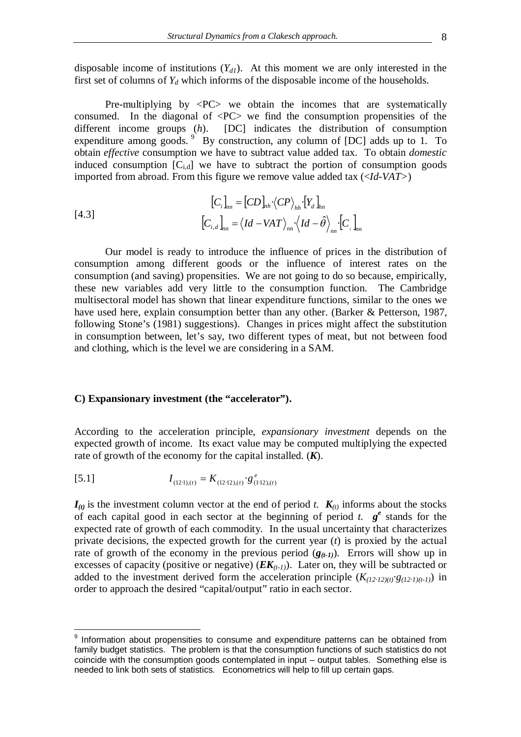disposable income of institutions ($Y_{d1}$). At this moment we are only interested in the first set of columns of $Y_d$ which informs of the disposable income of the households.

Pre-multiplying by <PC> we obtain the incomes that are systematically consumed. In the diagonal of <PC> we find the consumption propensities of the different income groups (*h*). [DC] indicates the distribution of consumption expenditure among goods.[9] By construction, any column of [DC] adds up to 1. To obtain *effective* consumption we have to subtract value added tax. To obtain *domestic* induced consumption [$C_{i,d}$] we have to subtract the portion of consumption goods imported from abroad. From this figure we remove value added tax (<*Id-VAT*>)

$$[4.3] \qquad \begin{aligned} \left[C_i\right]_{nn} &= \left[CD\right]_{nh} \cdot \left\langle CP \right\rangle_{hh} \cdot \left[Y_d\right]_{hn} \\ \left[C_{i,d}\right]_{nn} &= \left\langle Id - VAT \right\rangle_{nn} \cdot \left\langle Id - \hat{\theta} \right\rangle_{nn} \cdot \left[C_i\right]_{nn} \end{aligned}$$

Our model is ready to introduce the influence of prices in the distribution of consumption among different goods or the influence of interest rates on the consumption (and saving) propensities. We are not going to do so because, empirically, these new variables add very little to the consumption function. The Cambridge multisectoral model has shown that linear expenditure functions, similar to the ones we have used here, explain consumption better than any other. (Barker & Petterson, 1987, following Stone's (1981) suggestions). Changes in prices might affect the substitution in consumption between, let's say, two different types of meat, but not between food and clothing, which is the level we are considering in a SAM.

### C) Expansionary investment (the "accelerator").

According to the acceleration principle, *expansionary investment* depends on the expected growth of income. Its exact value may be computed multiplying the expected rate of growth of the economy for the capital installed. (***K***).

$$[5.1] \qquad I_{(12\cdot 1),(t)} = K_{(12\cdot 12),(t)} \cdot g^{e}_{(1\cdot 12),(t)}$$

$\boldsymbol{I_{(t)}}$ is the investment column vector at the end of period *t*. $\boldsymbol{K_{(t)}}$ informs about the stocks of each capital good in each sector at the beginning of period *t*. $\boldsymbol{g^e}$ stands for the expected rate of growth of each commodity. In the usual uncertainty that characterizes private decisions, the expected growth for the current year (*t*) is proxied by the actual rate of growth of the economy in the previous period ($\boldsymbol{g_{(t-1)}}$). Errors will show up in excesses of capacity (positive or negative) ($\boldsymbol{EK_{(t-1)}}$). Later on, they will be subtracted or added to the investment derived form the acceleration principle ($K_{(12\cdot 12)(t)} \cdot g_{(12\cdot 1)(t-1)}$) in order to approach the desired "capital/output" ratio in each sector.

---

[9] Information about propensities to consume and expenditure patterns can be obtained from family budget statistics. The problem is that the consumption functions of such statistics do not coincide with the consumption goods contemplated in input – output tables. Something else is needed to link both sets of statistics. Econometrics will help to fill up certain gaps.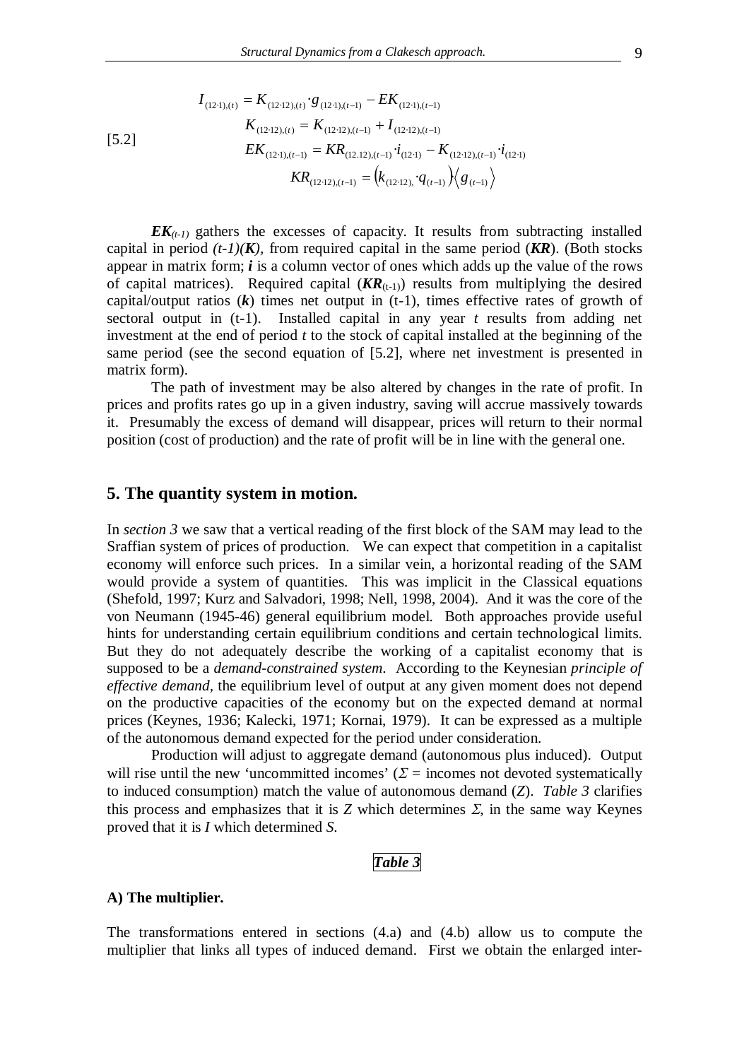$$
[5.2] \qquad
\begin{aligned}
I_{(12\cdot 1),(t)} &= K_{(12\cdot 12),(t)} \cdot g_{(12\cdot 1),(t-1)} - EK_{(12\cdot 1),(t-1)} \\
K_{(12\cdot 12),(t)} &= K_{(12\cdot 12),(t-1)} + I_{(12\cdot 12),(t-1)} \\
EK_{(12\cdot 1),(t-1)} &= KR_{(12.12),(t-1)} \cdot i_{(12\cdot 1)} - K_{(12\cdot 12),(t-1)} \cdot i_{(12\cdot 1)} \\
KR_{(12\cdot 12),(t-1)} &= \left(k_{(12\cdot 12),} \cdot q_{(t-1)}\right)\left\langle g_{(t-1)} \right\rangle
\end{aligned}
$$

$\boldsymbol{EK}_{(t-1)}$ gathers the excesses of capacity. It results from subtracting installed capital in period *(t-1)*(***K***), from required capital in the same period (***KR***). (Both stocks appear in matrix form; ***i*** is a column vector of ones which adds up the value of the rows of capital matrices). Required capital ($\boldsymbol{KR}_{(t-1)}$) results from multiplying the desired capital/output ratios (***k***) times net output in (t-1), times effective rates of growth of sectoral output in (t-1). Installed capital in any year *t* results from adding net investment at the end of period *t* to the stock of capital installed at the beginning of the same period (see the second equation of [5.2], where net investment is presented in matrix form).

The path of investment may be also altered by changes in the rate of profit. In prices and profits rates go up in a given industry, saving will accrue massively towards it. Presumably the excess of demand will disappear, prices will return to their normal position (cost of production) and the rate of profit will be in line with the general one.

## 5. The quantity system in motion.

In *section 3* we saw that a vertical reading of the first block of the SAM may lead to the Sraffian system of prices of production. We can expect that competition in a capitalist economy will enforce such prices. In a similar vein, a horizontal reading of the SAM would provide a system of quantities. This was implicit in the Classical equations (Shefold, 1997; Kurz and Salvadori, 1998; Nell, 1998, 2004). And it was the core of the von Neumann (1945-46) general equilibrium model. Both approaches provide useful hints for understanding certain equilibrium conditions and certain technological limits. But they do not adequately describe the working of a capitalist economy that is supposed to be a *demand-constrained system*. According to the Keynesian *principle of effective demand*, the equilibrium level of output at any given moment does not depend on the productive capacities of the economy but on the expected demand at normal prices (Keynes, 1936; Kalecki, 1971; Kornai, 1979). It can be expressed as a multiple of the autonomous demand expected for the period under consideration.

Production will adjust to aggregate demand (autonomous plus induced). Output will rise until the new 'uncommitted incomes' ($\Sigma$ = incomes not devoted systematically to induced consumption) match the value of autonomous demand ($Z$). *Table 3* clarifies this process and emphasizes that it is $Z$ which determines $\Sigma$, in the same way Keynes proved that it is $I$ which determined $S$.

***Table 3***

### A) The multiplier.

The transformations entered in sections (4.a) and (4.b) allow us to compute the multiplier that links all types of induced demand. First we obtain the enlarged inter-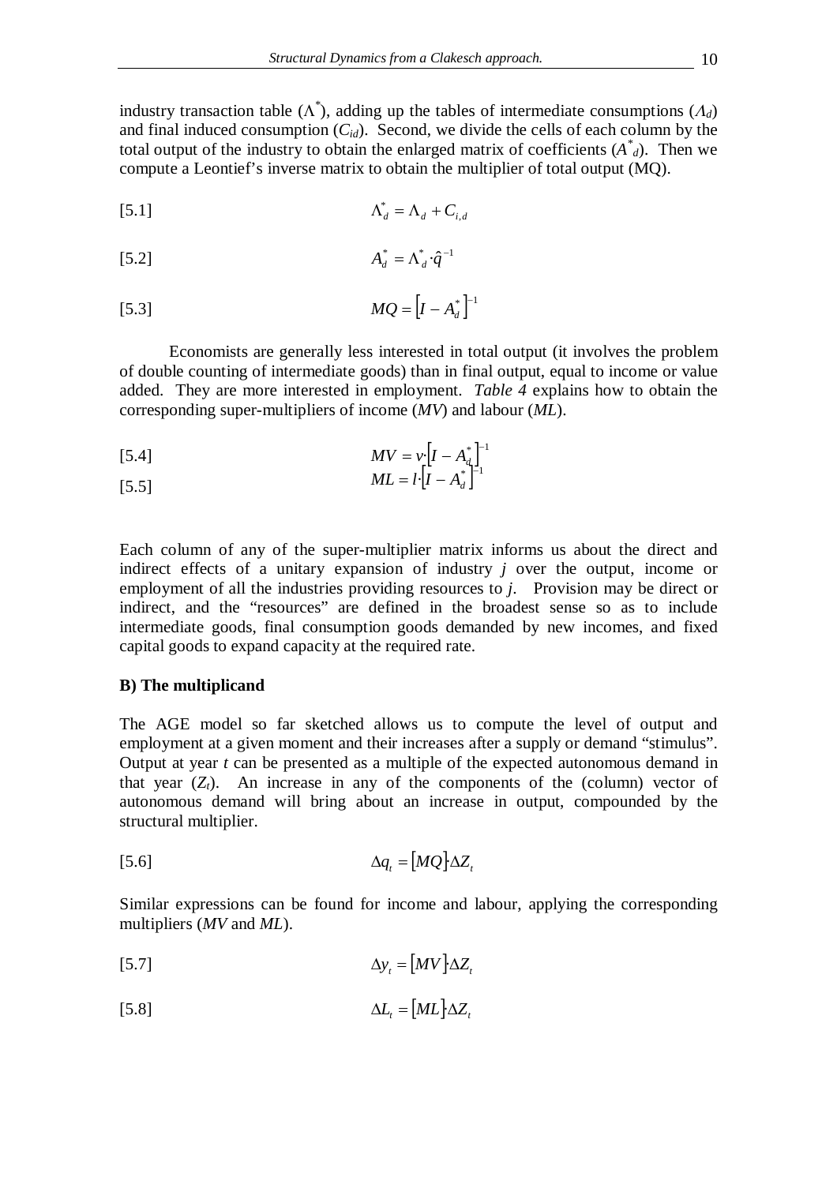industry transaction table ($\Lambda^*$), adding up the tables of intermediate consumptions ($\Lambda_d$) and final induced consumption ($C_{id}$). Second, we divide the cells of each column by the total output of the industry to obtain the enlarged matrix of coefficients ($A^*_d$). Then we compute a Leontief's inverse matrix to obtain the multiplier of total output (MQ).

[5.1] $$\Lambda^*_d = \Lambda_d + C_{i,d}$$

[5.2] $$A^*_d = \Lambda^*_d \cdot \hat{q}^{-1}$$

[5.3] $$MQ = \left[I - A^*_d\right]^{-1}$$

Economists are generally less interested in total output (it involves the problem of double counting of intermediate goods) than in final output, equal to income or value added. They are more interested in employment. *Table 4* explains how to obtain the corresponding super-multipliers of income (*MV*) and labour (*ML*).

[5.4] $$MV = v \cdot \left[I - A^*_d\right]^{-1}$$

[5.5] $$ML = l \cdot \left[I - A^*_d\right]^{-1}$$

Each column of any of the super-multiplier matrix informs us about the direct and indirect effects of a unitary expansion of industry *j* over the output, income or employment of all the industries providing resources to *j*. Provision may be direct or indirect, and the "resources" are defined in the broadest sense so as to include intermediate goods, final consumption goods demanded by new incomes, and fixed capital goods to expand capacity at the required rate.

**B) The multiplicand**

The AGE model so far sketched allows us to compute the level of output and employment at a given moment and their increases after a supply or demand "stimulus". Output at year *t* can be presented as a multiple of the expected autonomous demand in that year ($Z_t$). An increase in any of the components of the (column) vector of autonomous demand will bring about an increase in output, compounded by the structural multiplier.

[5.6] $$\Delta q_t = \left[MQ\right] \cdot \Delta Z_t$$

Similar expressions can be found for income and labour, applying the corresponding multipliers (*MV* and *ML*).

[5.7] $$\Delta y_t = \left[MV\right] \cdot \Delta Z_t$$

[5.8] $$\Delta L_t = \left[ML\right] \cdot \Delta Z_t$$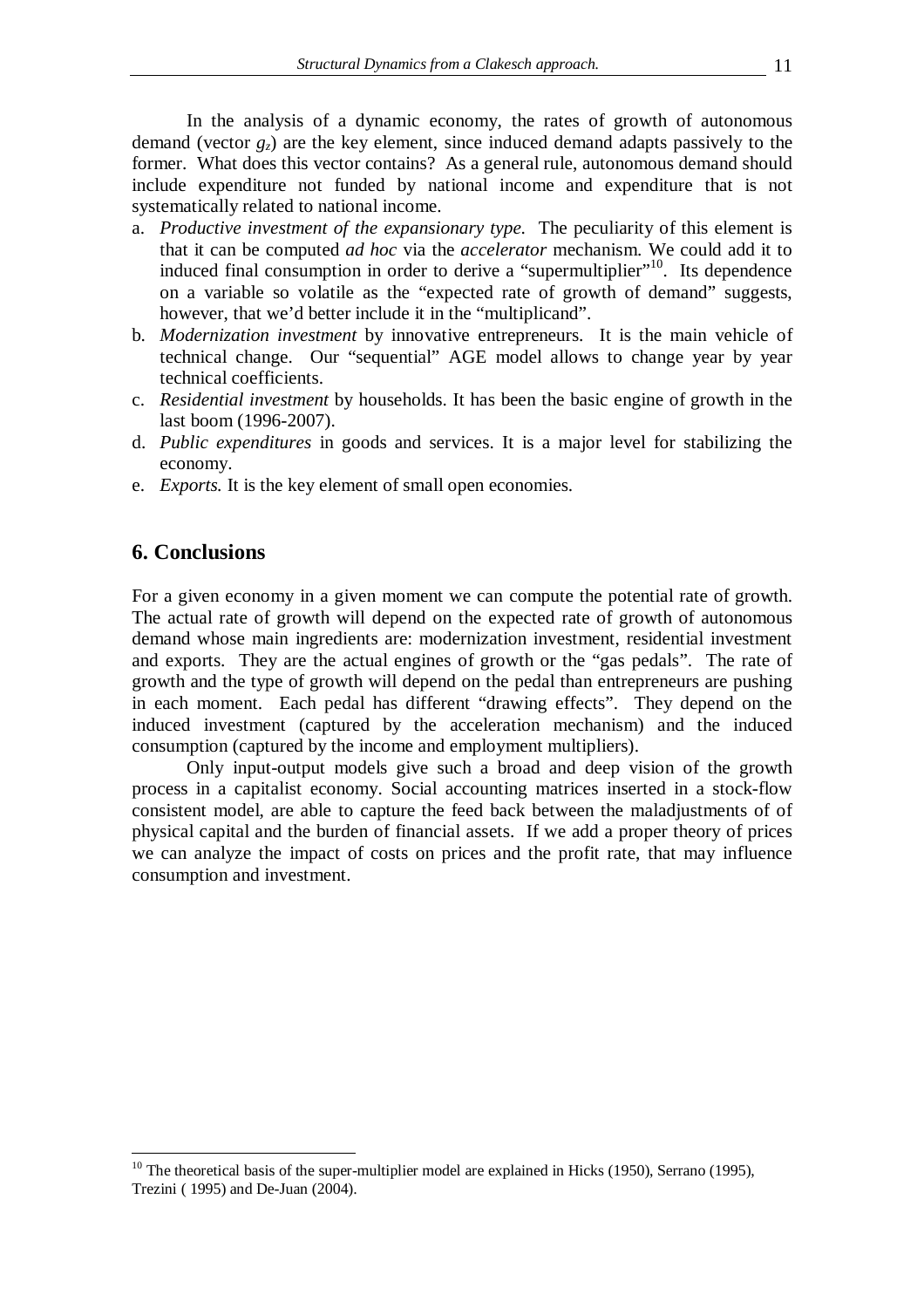In the analysis of a dynamic economy, the rates of growth of autonomous demand (vector $g_z$) are the key element, since induced demand adapts passively to the former. What does this vector contains? As a general rule, autonomous demand should include expenditure not funded by national income and expenditure that is not systematically related to national income.

a. *Productive investment of the expansionary type.* The peculiarity of this element is that it can be computed *ad hoc* via the *accelerator* mechanism. We could add it to induced final consumption in order to derive a "supermultiplier"[10]. Its dependence on a variable so volatile as the "expected rate of growth of demand" suggests, however, that we'd better include it in the "multiplicand".
b. *Modernization investment* by innovative entrepreneurs. It is the main vehicle of technical change. Our "sequential" AGE model allows to change year by year technical coefficients.
c. *Residential investment* by households. It has been the basic engine of growth in the last boom (1996-2007).
d. *Public expenditures* in goods and services. It is a major level for stabilizing the economy.
e. *Exports.* It is the key element of small open economies.

## 6. Conclusions

For a given economy in a given moment we can compute the potential rate of growth. The actual rate of growth will depend on the expected rate of growth of autonomous demand whose main ingredients are: modernization investment, residential investment and exports. They are the actual engines of growth or the "gas pedals". The rate of growth and the type of growth will depend on the pedal than entrepreneurs are pushing in each moment. Each pedal has different "drawing effects". They depend on the induced investment (captured by the acceleration mechanism) and the induced consumption (captured by the income and employment multipliers).

Only input-output models give such a broad and deep vision of the growth process in a capitalist economy. Social accounting matrices inserted in a stock-flow consistent model, are able to capture the feed back between the maladjustments of of physical capital and the burden of financial assets. If we add a proper theory of prices we can analyze the impact of costs on prices and the profit rate, that may influence consumption and investment.

[10] The theoretical basis of the super-multiplier model are explained in Hicks (1950), Serrano (1995), Trezini ( 1995) and De-Juan (2004).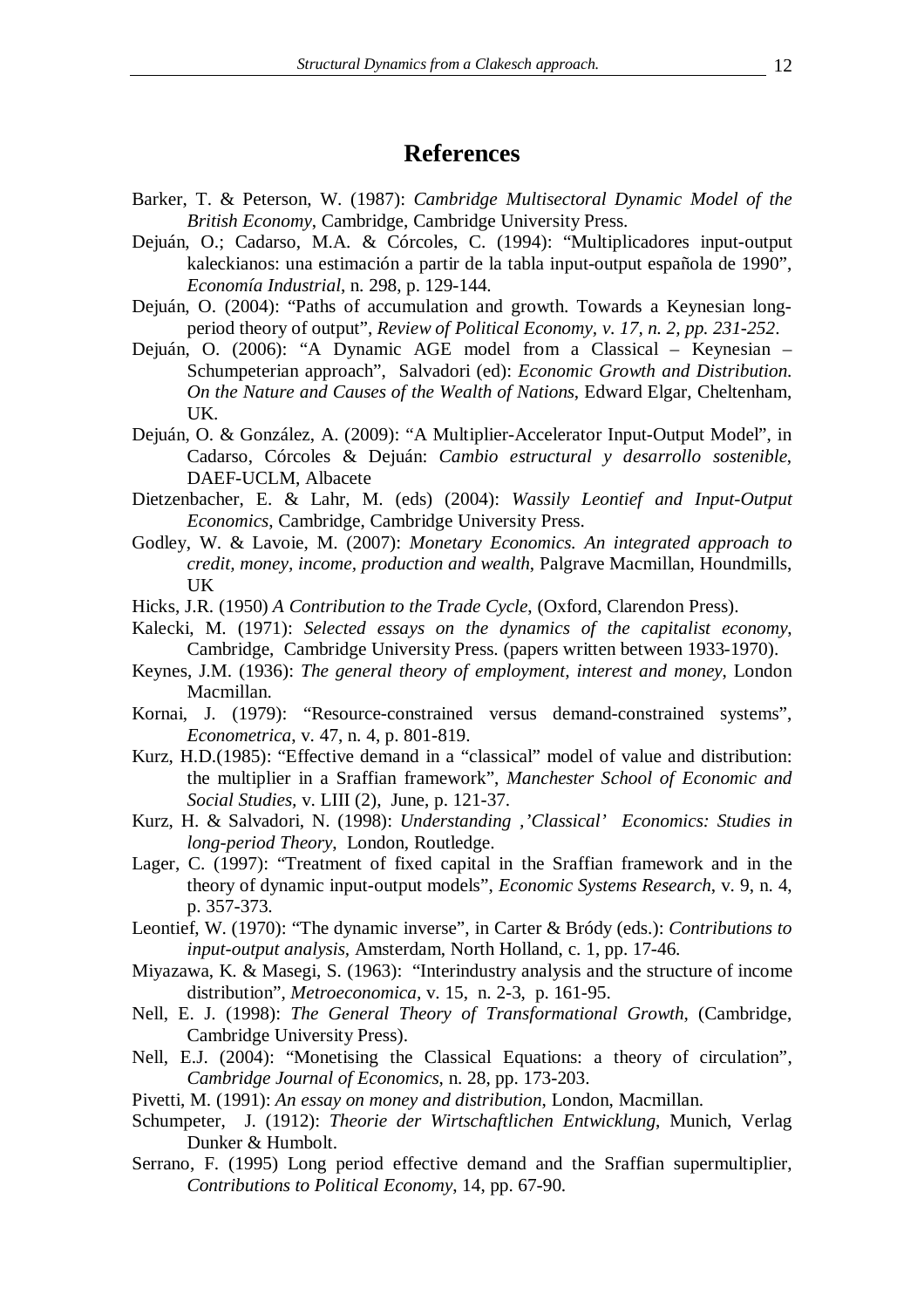# References

Barker, T. & Peterson, W. (1987): *Cambridge Multisectoral Dynamic Model of the British Economy*, Cambridge, Cambridge University Press.

Dejuán, O.; Cadarso, M.A. & Córcoles, C. (1994): "Multiplicadores input-output kaleckianos: una estimación a partir de la tabla input-output española de 1990", *Economía Industrial*, n. 298, p. 129-144.

Dejuán, O. (2004): "Paths of accumulation and growth. Towards a Keynesian long-period theory of output", *Review of Political Economy, v. 17, n. 2, pp. 231-252*.

Dejuán, O. (2006): "A Dynamic AGE model from a Classical – Keynesian – Schumpeterian approach", Salvadori (ed): *Economic Growth and Distribution. On the Nature and Causes of the Wealth of Nations*, Edward Elgar, Cheltenham, UK.

Dejuán, O. & González, A. (2009): "A Multiplier-Accelerator Input-Output Model", in Cadarso, Córcoles & Dejuán: *Cambio estructural y desarrollo sostenible*, DAEF-UCLM, Albacete

Dietzenbacher, E. & Lahr, M. (eds) (2004): *Wassily Leontief and Input-Output Economics*, Cambridge, Cambridge University Press.

Godley, W. & Lavoie, M. (2007): *Monetary Economics. An integrated approach to credit, money, income, production and wealth*, Palgrave Macmillan, Houndmills, UK

Hicks, J.R. (1950) *A Contribution to the Trade Cycle*, (Oxford, Clarendon Press).

Kalecki, M. (1971): *Selected essays on the dynamics of the capitalist economy*, Cambridge, Cambridge University Press. (papers written between 1933-1970).

Keynes, J.M. (1936): *The general theory of employment, interest and money*, London Macmillan.

Kornai, J. (1979): "Resource-constrained versus demand-constrained systems", *Econometrica*, v. 47, n. 4, p. 801-819.

Kurz, H.D.(1985): "Effective demand in a "classical" model of value and distribution: the multiplier in a Sraffian framework", *Manchester School of Economic and Social Studies*, v. LIII (2), June, p. 121-37.

Kurz, H. & Salvadori, N. (1998): *Understanding ,'Classical' Economics: Studies in long-period Theory*, London, Routledge.

Lager, C. (1997): "Treatment of fixed capital in the Sraffian framework and in the theory of dynamic input-output models", *Economic Systems Research*, v. 9, n. 4, p. 357-373.

Leontief, W. (1970): "The dynamic inverse", in Carter & Bródy (eds.): *Contributions to input-output analysis*, Amsterdam, North Holland, c. 1, pp. 17-46.

Miyazawa, K. & Masegi, S. (1963): "Interindustry analysis and the structure of income distribution", *Metroeconomica*, v. 15, n. 2-3, p. 161-95.

Nell, E. J. (1998): *The General Theory of Transformational Growth*, (Cambridge, Cambridge University Press).

Nell, E.J. (2004): "Monetising the Classical Equations: a theory of circulation", *Cambridge Journal of Economics*, n. 28, pp. 173-203.

Pivetti, M. (1991): *An essay on money and distribution*, London, Macmillan.

Schumpeter, J. (1912): *Theorie der Wirtschaftlichen Entwicklung*, Munich, Verlag Dunker & Humbolt.

Serrano, F. (1995) Long period effective demand and the Sraffian supermultiplier, *Contributions to Political Economy*, 14, pp. 67-90.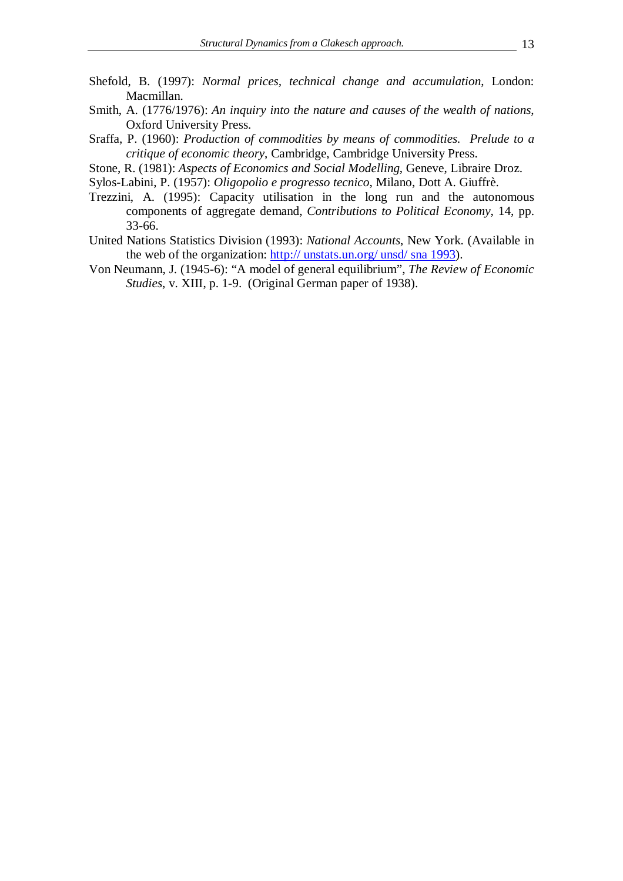Shefold, B. (1997): *Normal prices, technical change and accumulation*, London: Macmillan.

Smith, A. (1776/1976): *An inquiry into the nature and causes of the wealth of nations*, Oxford University Press.

Sraffa, P. (1960): *Production of commodities by means of commodities. Prelude to a critique of economic theory*, Cambridge, Cambridge University Press.

Stone, R. (1981): *Aspects of Economics and Social Modelling*, Geneve, Libraire Droz.

Sylos-Labini, P. (1957): *Oligopolio e progresso tecnico*, Milano, Dott A. Giuffrè.

Trezzini, A. (1995): Capacity utilisation in the long run and the autonomous components of aggregate demand, *Contributions to Political Economy*, 14, pp. 33-66.

United Nations Statistics Division (1993): *National Accounts*, New York. (Available in the web of the organization: http:// unstats.un.org/ unsd/ sna 1993).

Von Neumann, J. (1945-6): "A model of general equilibrium", *The Review of Economic Studies*, v. XIII, p. 1-9. (Original German paper of 1938).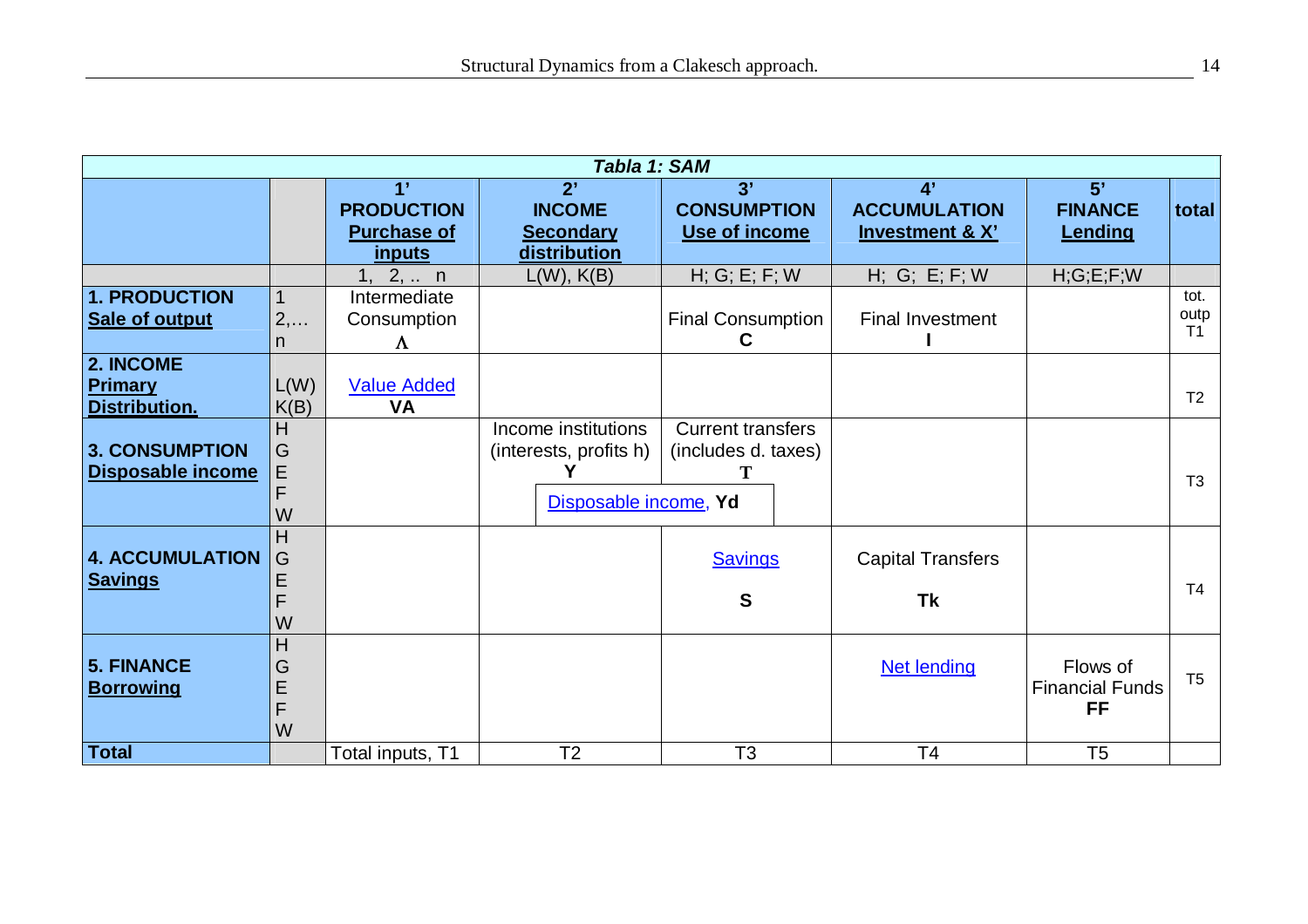| *Tabla 1: SAM* | | | | | | | |
|---|---|---|---|---|---|---|---|
| | | **1'** **PRODUCTION** **Purchase of inputs** | **2'** **INCOME** **Secondary distribution** | **3'** **CONSUMPTION** **Use of income** | **4'** **ACCUMULATION** **Investment & X'** | **5'** **FINANCE** **Lending** | **total** |
| | | 1, 2, .. n | L(W), K(B) | H; G; E; F; W | H; G; E; F; W | H;G;E;F;W | |
| **1. PRODUCTION** **Sale of output** | 1 2,… n | Intermediate Consumption **Λ** | | Final Consumption **C** | Final Investment **I** | | tot. outp T1 |
| **2. INCOME** **Primary Distribution.** | L(W) K(B) | Value Added **VA** | | | | | T2 |
| **3. CONSUMPTION** **Disposable income** | H G E F W | | Income institutions (interests, profits h) **Y** | Current transfers (includes d. taxes) **T** | | | T3 |
| | | | Disposable income, **Yd** | | | | |
| **4. ACCUMULATION** **Savings** | H G E F W | | | Savings **S** | Capital Transfers **Tk** | | T4 |
| **5. FINANCE** **Borrowing** | H G E F W | | | | Net lending | Flows of Financial Funds **FF** | T5 |
| **Total** | | Total inputs, T1 | T2 | T3 | T4 | T5 | |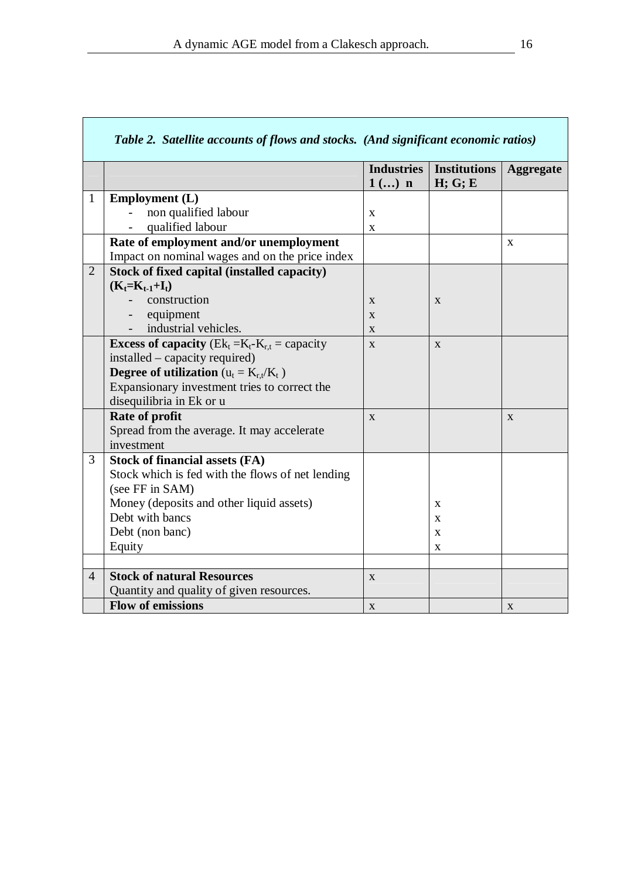| | *Table 2. Satellite accounts of flows and stocks. (And significant economic ratios)* | | | |
|---|---|---|---|---|
| | | **Industries 1 (…) n** | **Institutions H; G; E** | **Aggregate** |
| 1 | **Employment (L)** | | | |
| | - non qualified labour | x | | |
| | - qualified labour | x | | |
| | **Rate of employment and/or unemployment** Impact on nominal wages and on the price index | | | x |
| 2 | **Stock of fixed capital (installed capacity) ($K_t$=$K_{t-1}$+$I_t$)** | | | |
| | - construction | x | x | |
| | - equipment | x | | |
| | - industrial vehicles. | x | | |
| | **Excess of capacity** ($Ek_t$ =$K_t$-$K_{r,t}$ = capacity installed – capacity required) **Degree of utilization** ($u_t$ = $K_{r,t}$/$K_t$ ) Expansionary investment tries to correct the disequilibria in Ek or u | x | x | |
| | **Rate of profit** Spread from the average. It may accelerate investment | x | | x |
| 3 | **Stock of financial assets (FA)** Stock which is fed with the flows of net lending (see FF in SAM) | | | |
| | Money (deposits and other liquid assets) | | x | |
| | Debt with bancs | | x | |
| | Debt (non banc) | | x | |
| | Equity | | x | |
| | | | | |
| 4 | **Stock of natural Resources** Quantity and quality of given resources. | x | | |
| | **Flow of emissions** | x | | x |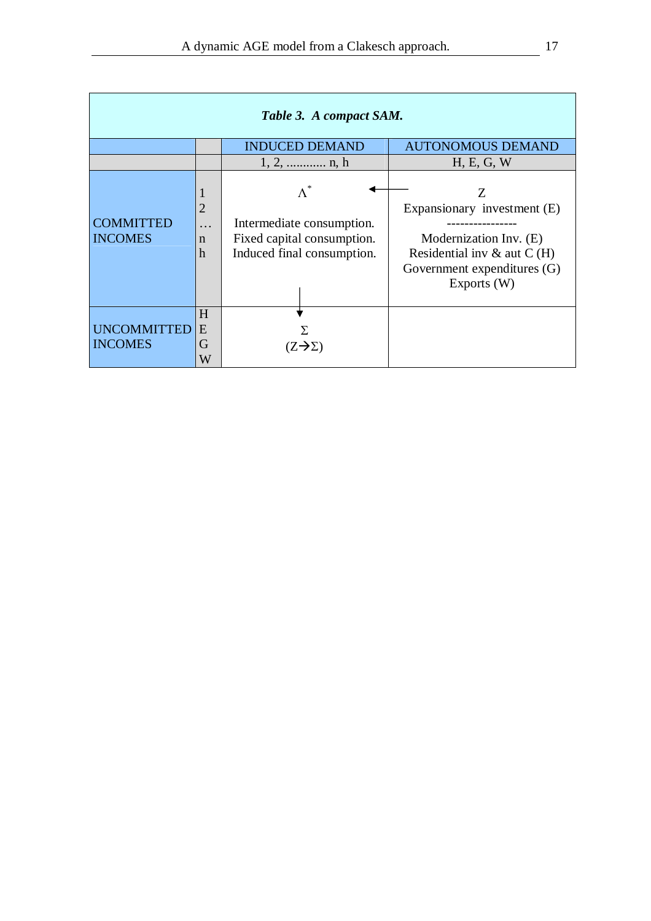*Table 3. A compact SAM.*

| | | INDUCED DEMAND | AUTONOMOUS DEMAND |
|---|---|---|---|
| | | 1, 2, ........... n, h | H, E, G, W |
| COMMITTED INCOMES | 1<br>2<br>…<br>n<br>h | $\Lambda^*$ ← <br><br>Intermediate consumption.<br>Fixed capital consumption.<br>Induced final consumption.<br>↓ | Z<br>Expansionary investment (E)<br>---------------<br>Modernization Inv. (E)<br>Residential inv & aut C (H)<br>Government expenditures (G)<br>Exports (W) |
| UNCOMMITTED INCOMES | H<br>E<br>G<br>W | $\Sigma$<br>$(Z \rightarrow \Sigma)$ | |